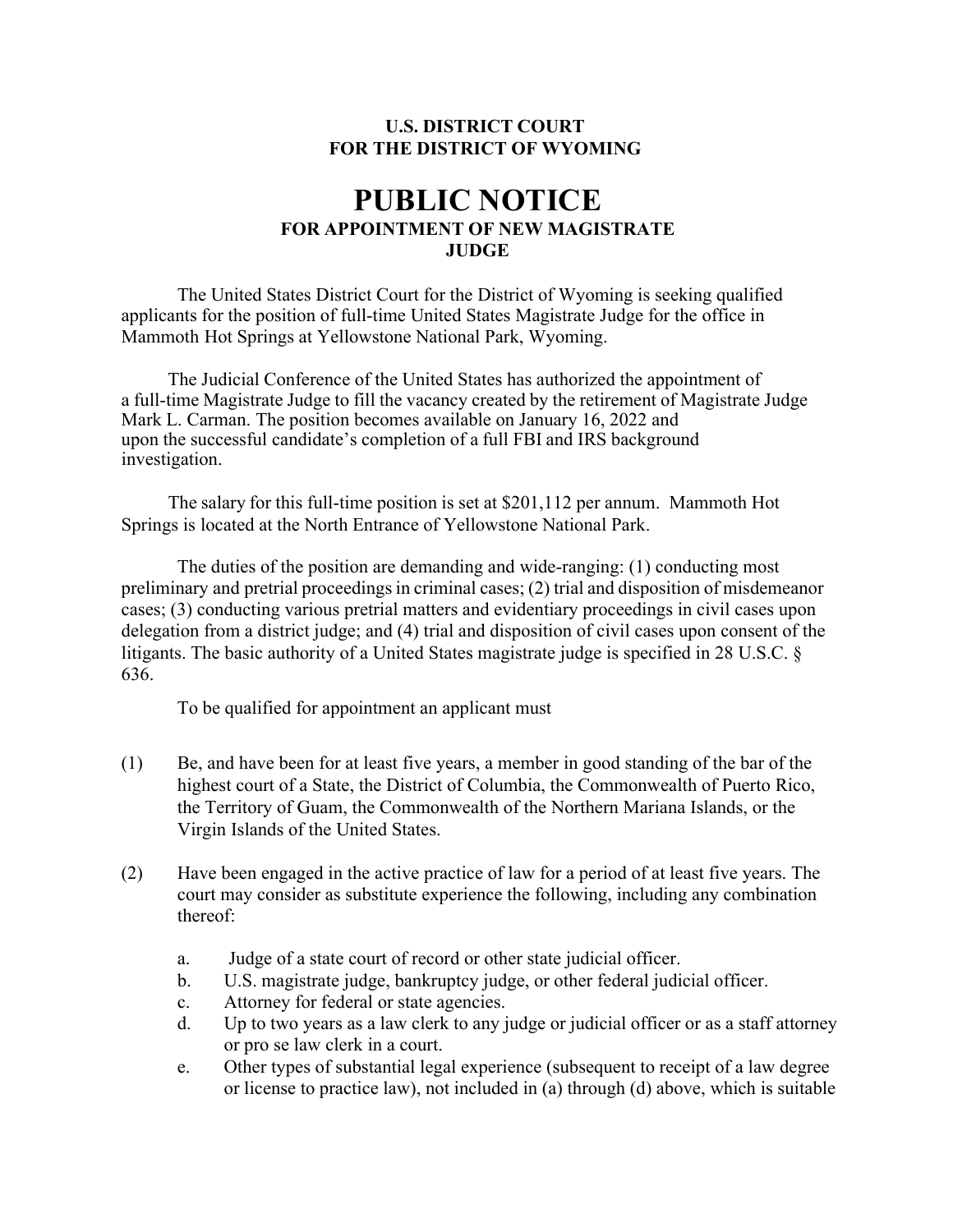**U.S. DISTRICT COURT**
**FOR THE DISTRICT OF WYOMING**

# PUBLIC NOTICE

## FOR APPOINTMENT OF NEW MAGISTRATE JUDGE

The United States District Court for the District of Wyoming is seeking qualified applicants for the position of full-time United States Magistrate Judge for the office in Mammoth Hot Springs at Yellowstone National Park, Wyoming.

The Judicial Conference of the United States has authorized the appointment of a full-time Magistrate Judge to fill the vacancy created by the retirement of Magistrate Judge Mark L. Carman. The position becomes available on January 16, 2022 and upon the successful candidate's completion of a full FBI and IRS background investigation.

The salary for this full-time position is set at $201,112 per annum. Mammoth Hot Springs is located at the North Entrance of Yellowstone National Park.

The duties of the position are demanding and wide-ranging: (1) conducting most preliminary and pretrial proceedings in criminal cases; (2) trial and disposition of misdemeanor cases; (3) conducting various pretrial matters and evidentiary proceedings in civil cases upon delegation from a district judge; and (4) trial and disposition of civil cases upon consent of the litigants. The basic authority of a United States magistrate judge is specified in 28 U.S.C. § 636.

To be qualified for appointment an applicant must

(1) Be, and have been for at least five years, a member in good standing of the bar of the highest court of a State, the District of Columbia, the Commonwealth of Puerto Rico, the Territory of Guam, the Commonwealth of the Northern Mariana Islands, or the Virgin Islands of the United States.

(2) Have been engaged in the active practice of law for a period of at least five years. The court may consider as substitute experience the following, including any combination thereof:

   a. Judge of a state court of record or other state judicial officer.
   b. U.S. magistrate judge, bankruptcy judge, or other federal judicial officer.
   c. Attorney for federal or state agencies.
   d. Up to two years as a law clerk to any judge or judicial officer or as a staff attorney or pro se law clerk in a court.
   e. Other types of substantial legal experience (subsequent to receipt of a law degree or license to practice law), not included in (a) through (d) above, which is suitable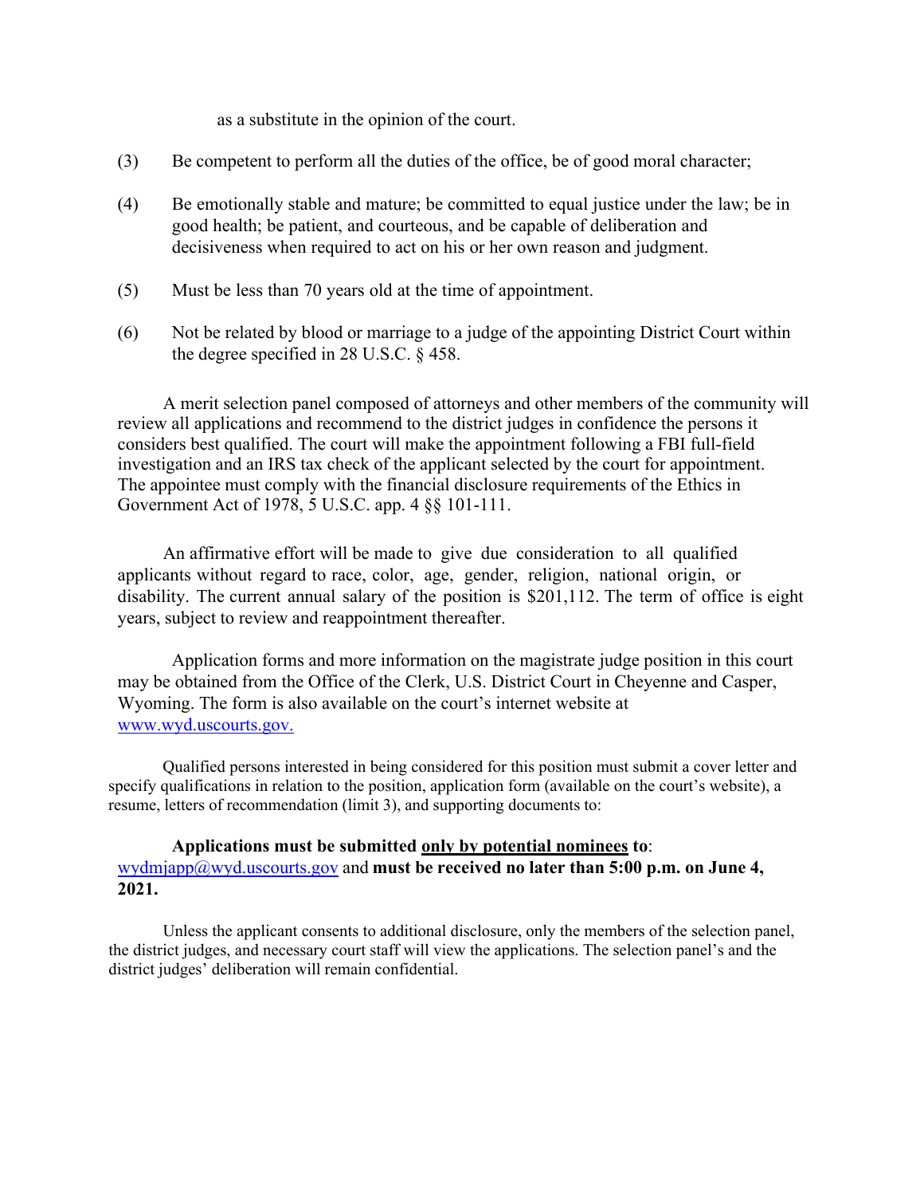as a substitute in the opinion of the court.

(3) Be competent to perform all the duties of the office, be of good moral character;

(4) Be emotionally stable and mature; be committed to equal justice under the law; be in good health; be patient, and courteous, and be capable of deliberation and decisiveness when required to act on his or her own reason and judgment.

(5) Must be less than 70 years old at the time of appointment.

(6) Not be related by blood or marriage to a judge of the appointing District Court within the degree specified in 28 U.S.C. § 458.

A merit selection panel composed of attorneys and other members of the community will review all applications and recommend to the district judges in confidence the persons it considers best qualified. The court will make the appointment following a FBI full-field investigation and an IRS tax check of the applicant selected by the court for appointment. The appointee must comply with the financial disclosure requirements of the Ethics in Government Act of 1978, 5 U.S.C. app. 4 §§ 101-111.

An affirmative effort will be made to give due consideration to all qualified applicants without regard to race, color, age, gender, religion, national origin, or disability. The current annual salary of the position is $201,112. The term of office is eight years, subject to review and reappointment thereafter.

Application forms and more information on the magistrate judge position in this court may be obtained from the Office of the Clerk, U.S. District Court in Cheyenne and Casper, Wyoming. The form is also available on the court's internet website at [www.wyd.uscourts.gov.](http://www.wyd.uscourts.gov)

Qualified persons interested in being considered for this position must submit a cover letter and specify qualifications in relation to the position, application form (available on the court's website), a resume, letters of recommendation (limit 3), and supporting documents to:

**Applications must be submitted <u>only by potential nominees</u> to**: [wydmjapp@wyd.uscourts.gov](mailto:wydmjapp@wyd.uscourts.gov) and **must be received no later than 5:00 p.m. on June 4, 2021.**

Unless the applicant consents to additional disclosure, only the members of the selection panel, the district judges, and necessary court staff will view the applications. The selection panel's and the district judges' deliberation will remain confidential.